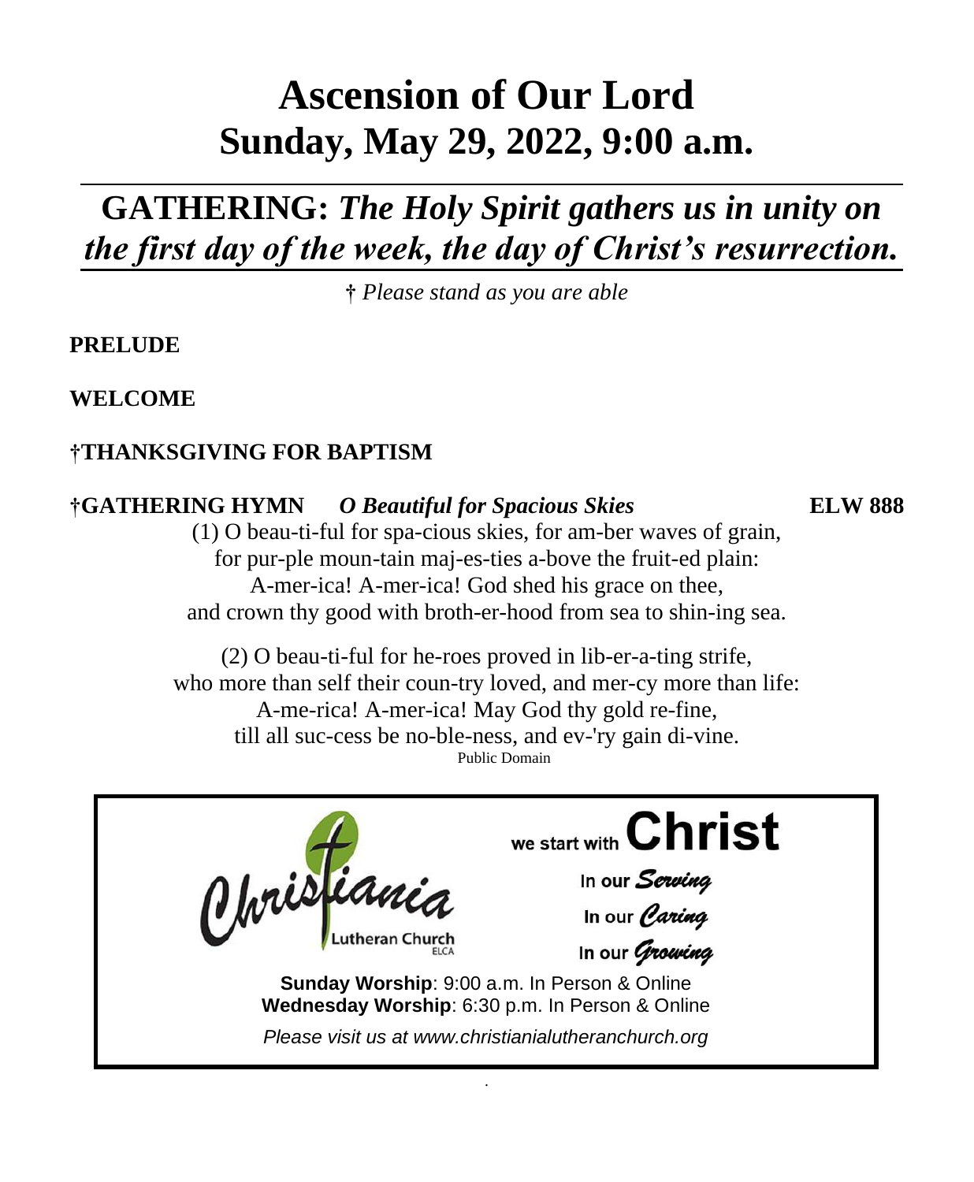# Ascension of Our Lord
# Sunday, May 29, 2022, 9:00 a.m.

## GATHERING: *The Holy Spirit gathers us in unity on the first day of the week, the day of Christ's resurrection.*

† *Please stand as you are able*

**PRELUDE**

**WELCOME**

**†THANKSGIVING FOR BAPTISM**

**†GATHERING HYMN** ***O Beautiful for Spacious Skies*** **ELW 888**

(1) O beau-ti-ful for spa-cious skies, for am-ber waves of grain,
for pur-ple moun-tain maj-es-ties a-bove the fruit-ed plain:
A-mer-ica! A-mer-ica! God shed his grace on thee,
and crown thy good with broth-er-hood from sea to shin-ing sea.

(2) O beau-ti-ful for he-roes proved in lib-er-a-ting strife,
who more than self their coun-try loved, and mer-cy more than life:
A-me-rica! A-mer-ica! May God thy gold re-fine,
till all suc-cess be no-ble-ness, and ev-'ry gain di-vine.

Public Domain

Christiania Lutheran Church ELCA

we start with **Christ**

In our *Serving*

In our *Caring*

In our *Growing*

**Sunday Worship**: 9:00 a.m. In Person & Online
**Wednesday Worship**: 6:30 p.m. In Person & Online

*Please visit us at www.christianialutheranchurch.org*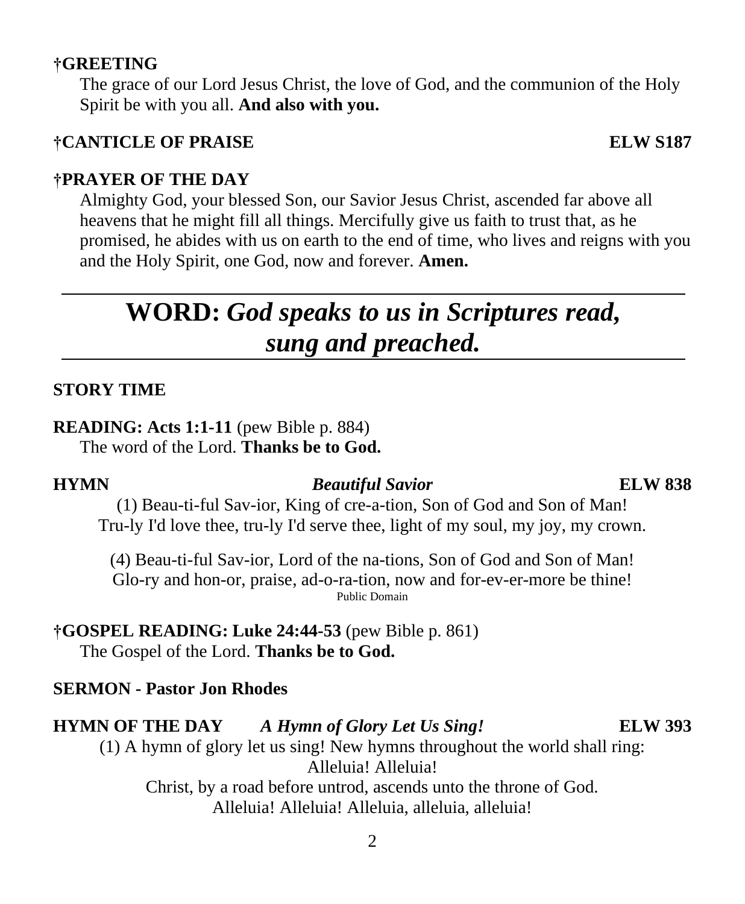**†GREETING**

The grace of our Lord Jesus Christ, the love of God, and the communion of the Holy Spirit be with you all. **And also with you.**

**†CANTICLE OF PRAISE** **ELW S187**

**†PRAYER OF THE DAY**

Almighty God, your blessed Son, our Savior Jesus Christ, ascended far above all heavens that he might fill all things. Mercifully give us faith to trust that, as he promised, he abides with us on earth to the end of time, who lives and reigns with you and the Holy Spirit, one God, now and forever. **Amen.**

---

# WORD: *God speaks to us in Scriptures read, sung and preached.*

---

**STORY TIME**

**READING: Acts 1:1-11** (pew Bible p. 884)

The word of the Lord. **Thanks be to God.**

**HYMN** ***Beautiful Savior*** **ELW 838**

(1) Beau-ti-ful Sav-ior, King of cre-a-tion, Son of God and Son of Man!
Tru-ly I'd love thee, tru-ly I'd serve thee, light of my soul, my joy, my crown.

(4) Beau-ti-ful Sav-ior, Lord of the na-tions, Son of God and Son of Man!
Glo-ry and hon-or, praise, ad-o-ra-tion, now and for-ev-er-more be thine!

Public Domain

**†GOSPEL READING: Luke 24:44-53** (pew Bible p. 861)

The Gospel of the Lord. **Thanks be to God.**

**SERMON - Pastor Jon Rhodes**

**HYMN OF THE DAY** ***A Hymn of Glory Let Us Sing!*** **ELW 393**

(1) A hymn of glory let us sing! New hymns throughout the world shall ring:
Alleluia! Alleluia!
Christ, by a road before untrod, ascends unto the throne of God.
Alleluia! Alleluia! Alleluia, alleluia, alleluia!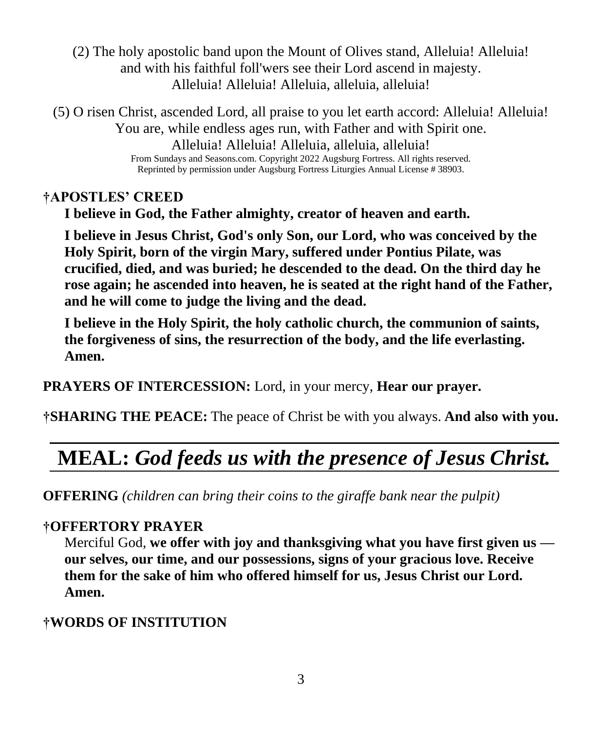(2) The holy apostolic band upon the Mount of Olives stand, Alleluia! Alleluia!
and with his faithful foll'wers see their Lord ascend in majesty.
Alleluia! Alleluia! Alleluia, alleluia, alleluia!

(5) O risen Christ, ascended Lord, all praise to you let earth accord: Alleluia! Alleluia!
You are, while endless ages run, with Father and with Spirit one.
Alleluia! Alleluia! Alleluia, alleluia, alleluia!

From Sundays and Seasons.com. Copyright 2022 Augsburg Fortress. All rights reserved.
Reprinted by permission under Augsburg Fortress Liturgies Annual License # 38903.

**†APOSTLES' CREED**

**I believe in God, the Father almighty, creator of heaven and earth.**

**I believe in Jesus Christ, God's only Son, our Lord, who was conceived by the Holy Spirit, born of the virgin Mary, suffered under Pontius Pilate, was crucified, died, and was buried; he descended to the dead. On the third day he rose again; he ascended into heaven, he is seated at the right hand of the Father, and he will come to judge the living and the dead.**

**I believe in the Holy Spirit, the holy catholic church, the communion of saints, the forgiveness of sins, the resurrection of the body, and the life everlasting. Amen.**

**PRAYERS OF INTERCESSION:** Lord, in your mercy, **Hear our prayer.**

**†SHARING THE PEACE:** The peace of Christ be with you always. **And also with you.**

# MEAL: *God feeds us with the presence of Jesus Christ.*

**OFFERING** *(children can bring their coins to the giraffe bank near the pulpit)*

**†OFFERTORY PRAYER**

Merciful God, **we offer with joy and thanksgiving what you have first given us — our selves, our time, and our possessions, signs of your gracious love. Receive them for the sake of him who offered himself for us, Jesus Christ our Lord. Amen.**

**†WORDS OF INSTITUTION**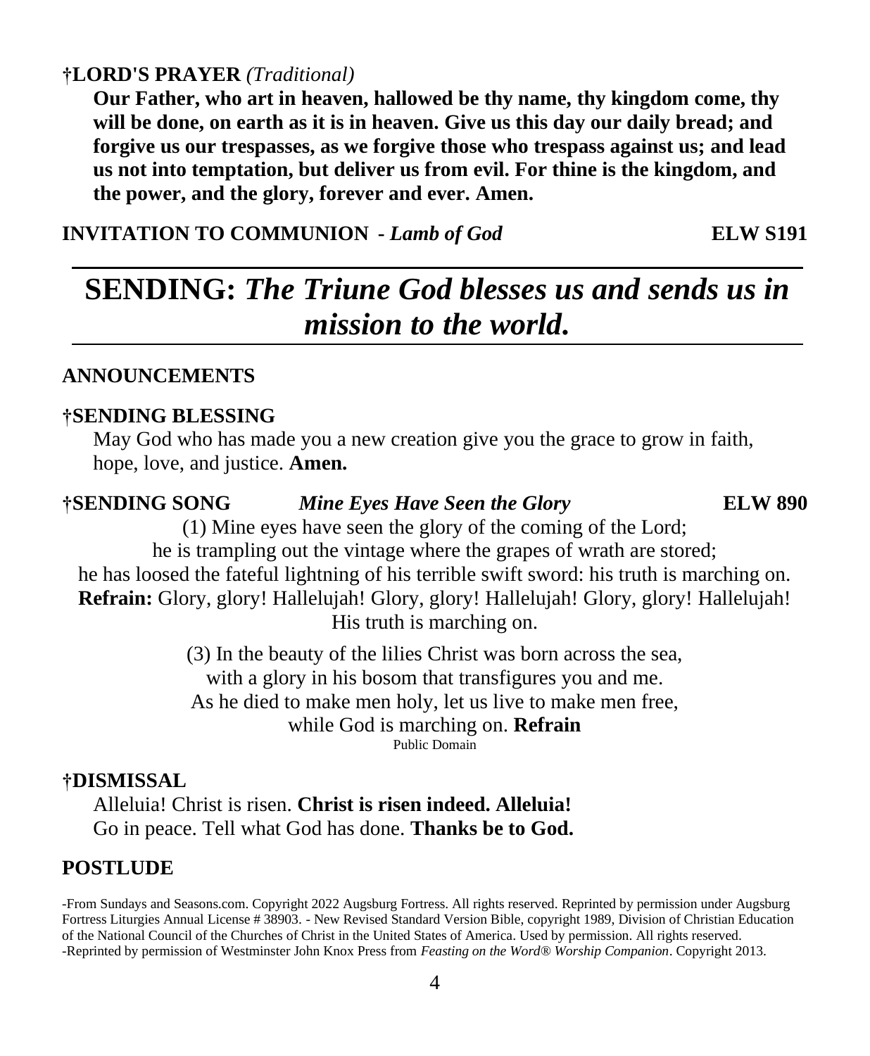**†LORD'S PRAYER** *(Traditional)*

**Our Father, who art in heaven, hallowed be thy name, thy kingdom come, thy will be done, on earth as it is in heaven. Give us this day our daily bread; and forgive us our trespasses, as we forgive those who trespass against us; and lead us not into temptation, but deliver us from evil. For thine is the kingdom, and the power, and the glory, forever and ever. Amen.**

**INVITATION TO COMMUNION -** ***Lamb of God*** **ELW S191**

# SENDING: *The Triune God blesses us and sends us in mission to the world.*

**ANNOUNCEMENTS**

**†SENDING BLESSING**

May God who has made you a new creation give you the grace to grow in faith, hope, love, and justice. **Amen.**

**†SENDING SONG** ***Mine Eyes Have Seen the Glory*** **ELW 890**

(1) Mine eyes have seen the glory of the coming of the Lord;
he is trampling out the vintage where the grapes of wrath are stored;
he has loosed the fateful lightning of his terrible swift sword: his truth is marching on.
**Refrain:** Glory, glory! Hallelujah! Glory, glory! Hallelujah! Glory, glory! Hallelujah!
His truth is marching on.

(3) In the beauty of the lilies Christ was born across the sea,
with a glory in his bosom that transfigures you and me.
As he died to make men holy, let us live to make men free,
while God is marching on. **Refrain**

Public Domain

**†DISMISSAL**

Alleluia! Christ is risen. **Christ is risen indeed. Alleluia!**
Go in peace. Tell what God has done. **Thanks be to God.**

**POSTLUDE**

-From Sundays and Seasons.com. Copyright 2022 Augsburg Fortress. All rights reserved. Reprinted by permission under Augsburg Fortress Liturgies Annual License # 38903. - New Revised Standard Version Bible, copyright 1989, Division of Christian Education of the National Council of the Churches of Christ in the United States of America. Used by permission. All rights reserved.
-Reprinted by permission of Westminster John Knox Press from *Feasting on the Word® Worship Companion*. Copyright 2013.